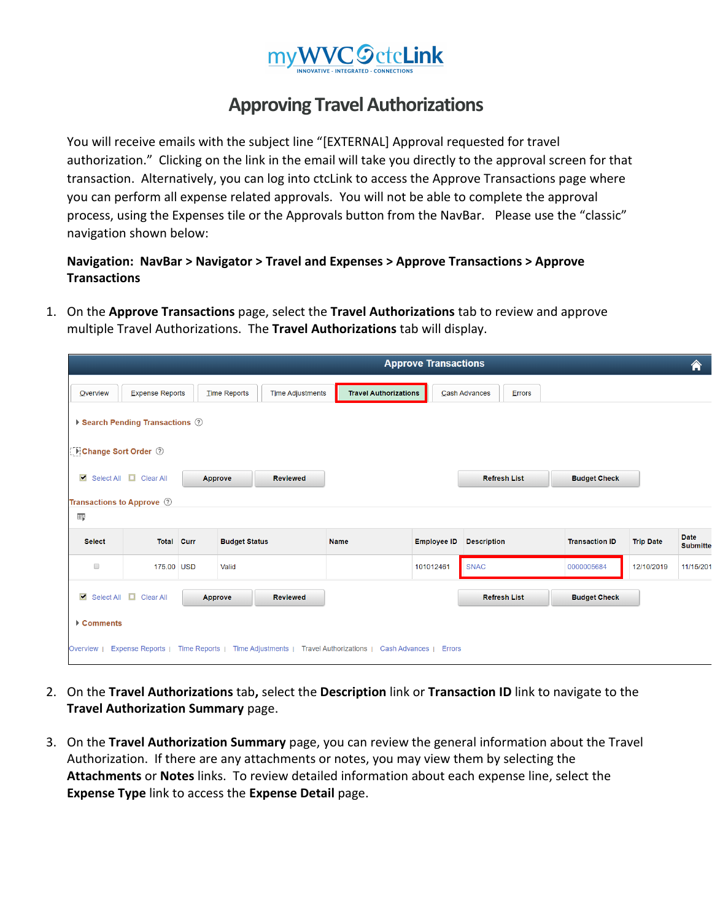myWVC ctcLink
INNOVATIVE - INTEGRATED - CONNECTIONS

# Approving Travel Authorizations

You will receive emails with the subject line "[EXTERNAL] Approval requested for travel authorization." Clicking on the link in the email will take you directly to the approval screen for that transaction. Alternatively, you can log into ctcLink to access the Approve Transactions page where you can perform all expense related approvals. You will not be able to complete the approval process, using the Expenses tile or the Approvals button from the NavBar. Please use the "classic" navigation shown below:

**Navigation: NavBar > Navigator > Travel and Expenses > Approve Transactions > Approve Transactions**

1. On the **Approve Transactions** page, select the **Travel Authorizations** tab to review and approve multiple Travel Authorizations. The **Travel Authorizations** tab will display.

Approve Transactions

Overview | Expense Reports | Time Reports | Time Adjustments | Travel Authorizations | Cash Advances | Errors

Search Pending Transactions

Change Sort Order

Select All | Clear All | Approve | Reviewed | Refresh List | Budget Check

Transactions to Approve

| Select | Total | Curr | Budget Status | Name | Employee ID | Description | Transaction ID | Trip Date | Date Submitte |
|---|---|---|---|---|---|---|---|---|---|
| | 175.00 | USD | Valid | | 101012461 | SNAC | 0000005684 | 12/10/2019 | 11/15/201 |

Select All | Clear All | Approve | Reviewed | Refresh List | Budget Check

Comments

Overview | Expense Reports | Time Reports | Time Adjustments | Travel Authorizations | Cash Advances | Errors

2. On the **Travel Authorizations** tab**,** select the **Description** link or **Transaction ID** link to navigate to the **Travel Authorization Summary** page.

3. On the **Travel Authorization Summary** page, you can review the general information about the Travel Authorization. If there are any attachments or notes, you may view them by selecting the **Attachments** or **Notes** links. To review detailed information about each expense line, select the **Expense Type** link to access the **Expense Detail** page.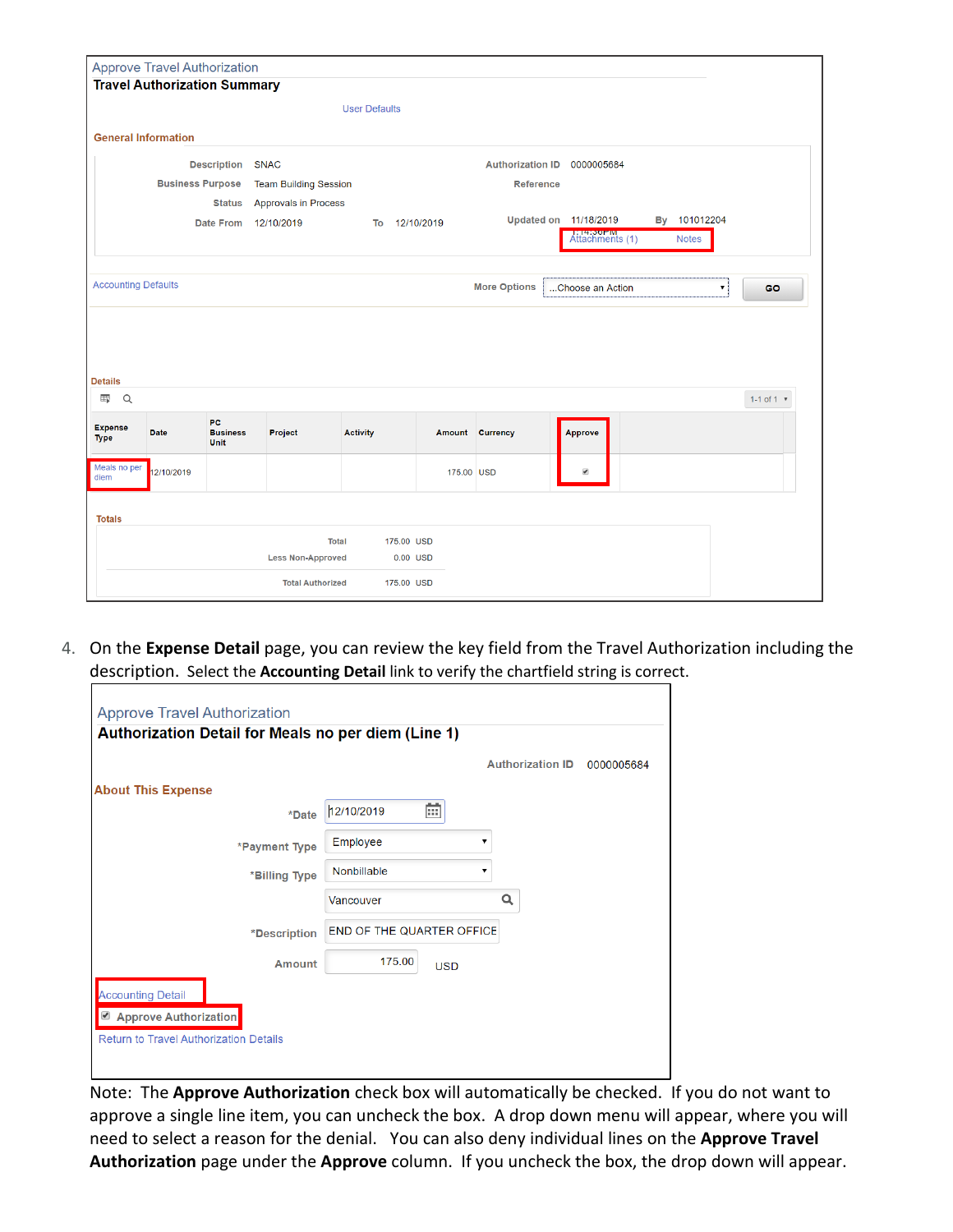Approve Travel Authorization

**Travel Authorization Summary**

User Defaults

**General Information**

| | | | |
|---|---|---|---|
| Description | SNAC | Authorization ID | 0000005684 |
| Business Purpose | Team Building Session | Reference | |
| Status | Approvals in Process | | |
| Date From | 12/10/2019 To 12/10/2019 | Updated on | 11/18/2019 1:14:30PM By 101012204 |

Attachments (1) Notes

Accounting Defaults

More Options ...Choose an Action GO

**Details**

1-1 of 1

| Expense Type | Date | PC Business Unit | Project | Activity | Amount | Currency | Approve |
|---|---|---|---|---|---|---|---|
| Meals no per diem | 12/10/2019 | | | | 175.00 | USD | ☑ |

**Totals**

| | | |
|---|---|---|
| Total | 175.00 | USD |
| Less Non-Approved | 0.00 | USD |
| Total Authorized | 175.00 | USD |

4. On the **Expense Detail** page, you can review the key field from the Travel Authorization including the description. Select the **Accounting Detail** link to verify the chartfield string is correct.

Approve Travel Authorization

**Authorization Detail for Meals no per diem (Line 1)**

Authorization ID 0000005684

**About This Expense**

| | |
|---|---|
| *Date | 12/10/2019 |
| *Payment Type | Employee |
| *Billing Type | Nonbillable |
| | Vancouver |
| *Description | END OF THE QUARTER OFFICE |
| Amount | 175.00 USD |

Accounting Detail

☑ Approve Authorization

Return to Travel Authorization Details

Note: The **Approve Authorization** check box will automatically be checked. If you do not want to approve a single line item, you can uncheck the box. A drop down menu will appear, where you will need to select a reason for the denial. You can also deny individual lines on the **Approve Travel Authorization** page under the **Approve** column. If you uncheck the box, the drop down will appear.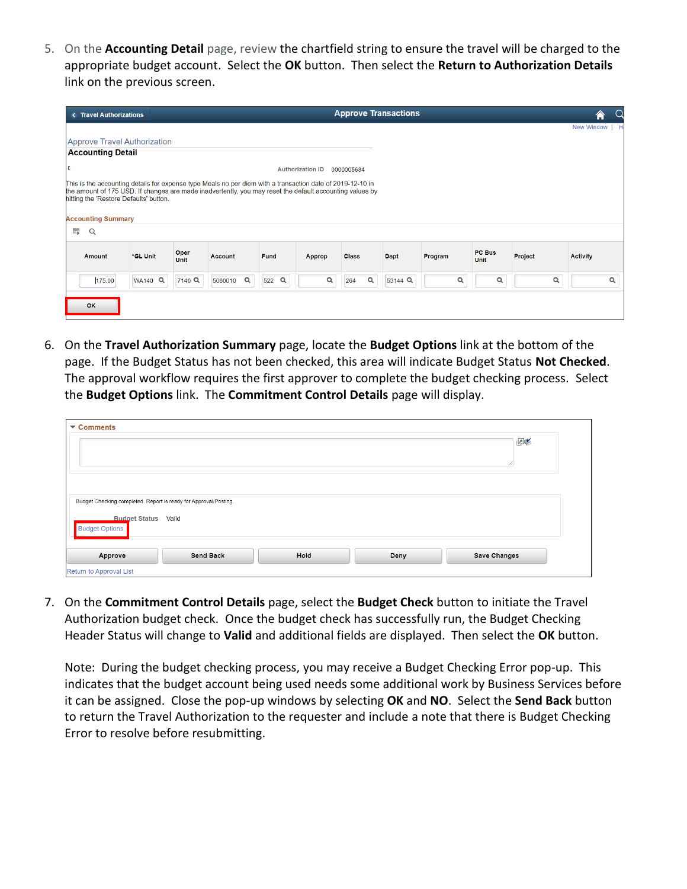5. On the **Accounting Detail** page, review the chartfield string to ensure the travel will be charged to the appropriate budget account. Select the **OK** button. Then select the **Return to Authorization Details** link on the previous screen.

   Travel Authorizations — Approve Transactions

   Approve Travel Authorization

   **Accounting Detail**

   Authorization ID 0000005684

   This is the accounting details for expense type Meals no per diem with a transaction date of 2019-12-10 in the amount of 175 USD. If changes are made inadvertently, you may reset the default accounting values by hitting the 'Restore Defaults' button.

   Accounting Summary

   | Amount | *GL Unit | Oper Unit | Account | Fund | Approp | Class | Dept | Program | PC Bus Unit | Project | Activity |
   |---|---|---|---|---|---|---|---|---|---|---|---|
   | 175.00 | WA140 | 7140 | 5080010 | 522 | | 264 | 53144 | | | | |

   OK

6. On the **Travel Authorization Summary** page, locate the **Budget Options** link at the bottom of the page. If the Budget Status has not been checked, this area will indicate Budget Status **Not Checked**. The approval workflow requires the first approver to complete the budget checking process. Select the **Budget Options** link. The **Commitment Control Details** page will display.

   Comments

   Budget Checking completed. Report is ready for Approval/Posting.

   Budget Status Valid

   Budget Options

   Approve | Send Back | Hold | Deny | Save Changes

   Return to Approval List

7. On the **Commitment Control Details** page, select the **Budget Check** button to initiate the Travel Authorization budget check. Once the budget check has successfully run, the Budget Checking Header Status will change to **Valid** and additional fields are displayed. Then select the **OK** button.

   Note: During the budget checking process, you may receive a Budget Checking Error pop-up. This indicates that the budget account being used needs some additional work by Business Services before it can be assigned. Close the pop-up windows by selecting **OK** and **NO**. Select the **Send Back** button to return the Travel Authorization to the requester and include a note that there is Budget Checking Error to resolve before resubmitting.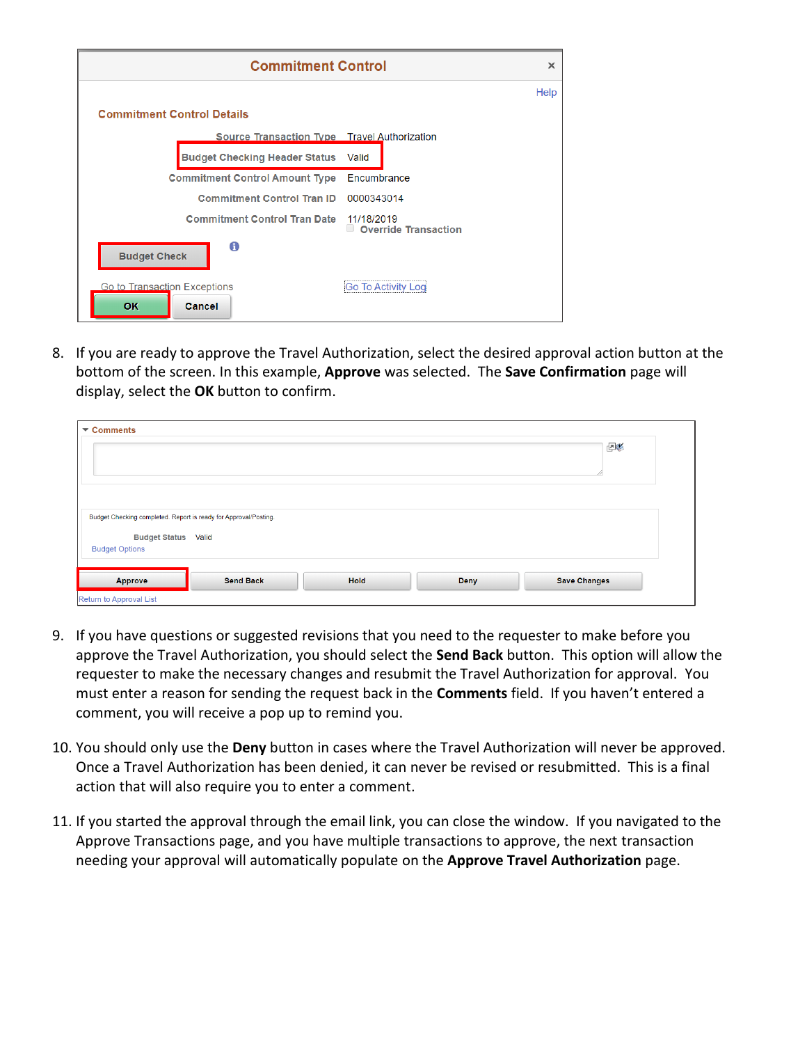Commitment Control

Help

Commitment Control Details

Source Transaction Type Travel Authorization

Budget Checking Header Status Valid

Commitment Control Amount Type Encumbrance

Commitment Control Tran ID 0000343014

Commitment Control Tran Date 11/18/2019

Override Transaction

Budget Check

Go to Transaction Exceptions

Go To Activity Log

OK Cancel

8. If you are ready to approve the Travel Authorization, select the desired approval action button at the bottom of the screen. In this example, **Approve** was selected. The **Save Confirmation** page will display, select the **OK** button to confirm.

Comments

Budget Checking completed. Report is ready for Approval/Posting.

Budget Status Valid

Budget Options

Approve Send Back Hold Deny Save Changes

Return to Approval List

9. If you have questions or suggested revisions that you need to the requester to make before you approve the Travel Authorization, you should select the **Send Back** button. This option will allow the requester to make the necessary changes and resubmit the Travel Authorization for approval. You must enter a reason for sending the request back in the **Comments** field. If you haven't entered a comment, you will receive a pop up to remind you.

10. You should only use the **Deny** button in cases where the Travel Authorization will never be approved. Once a Travel Authorization has been denied, it can never be revised or resubmitted. This is a final action that will also require you to enter a comment.

11. If you started the approval through the email link, you can close the window. If you navigated to the Approve Transactions page, and you have multiple transactions to approve, the next transaction needing your approval will automatically populate on the **Approve Travel Authorization** page.